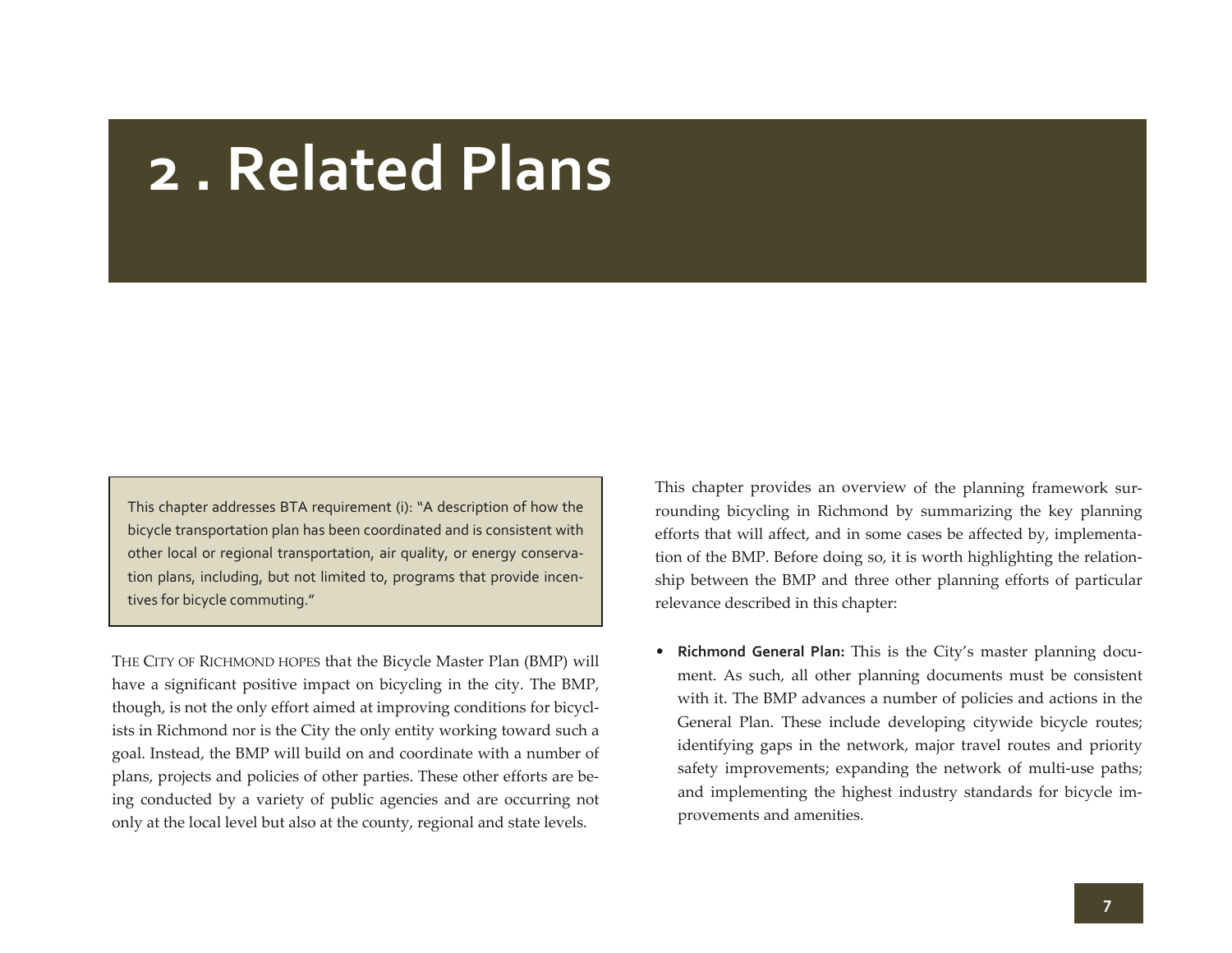# 2 . Related Plans

> This chapter addresses BTA requirement (i): "A description of how the bicycle transportation plan has been coordinated and is consistent with other local or regional transportation, air quality, or energy conservation plans, including, but not limited to, programs that provide incentives for bicycle commuting."

THE CITY OF RICHMOND HOPES that the Bicycle Master Plan (BMP) will have a significant positive impact on bicycling in the city. The BMP, though, is not the only effort aimed at improving conditions for bicyclists in Richmond nor is the City the only entity working toward such a goal. Instead, the BMP will build on and coordinate with a number of plans, projects and policies of other parties. These other efforts are being conducted by a variety of public agencies and are occurring not only at the local level but also at the county, regional and state levels.

This chapter provides an overview of the planning framework surrounding bicycling in Richmond by summarizing the key planning efforts that will affect, and in some cases be affected by, implementation of the BMP. Before doing so, it is worth highlighting the relationship between the BMP and three other planning efforts of particular relevance described in this chapter:

- **Richmond General Plan:** This is the City's master planning document. As such, all other planning documents must be consistent with it. The BMP advances a number of policies and actions in the General Plan. These include developing citywide bicycle routes; identifying gaps in the network, major travel routes and priority safety improvements; expanding the network of multi-use paths; and implementing the highest industry standards for bicycle improvements and amenities.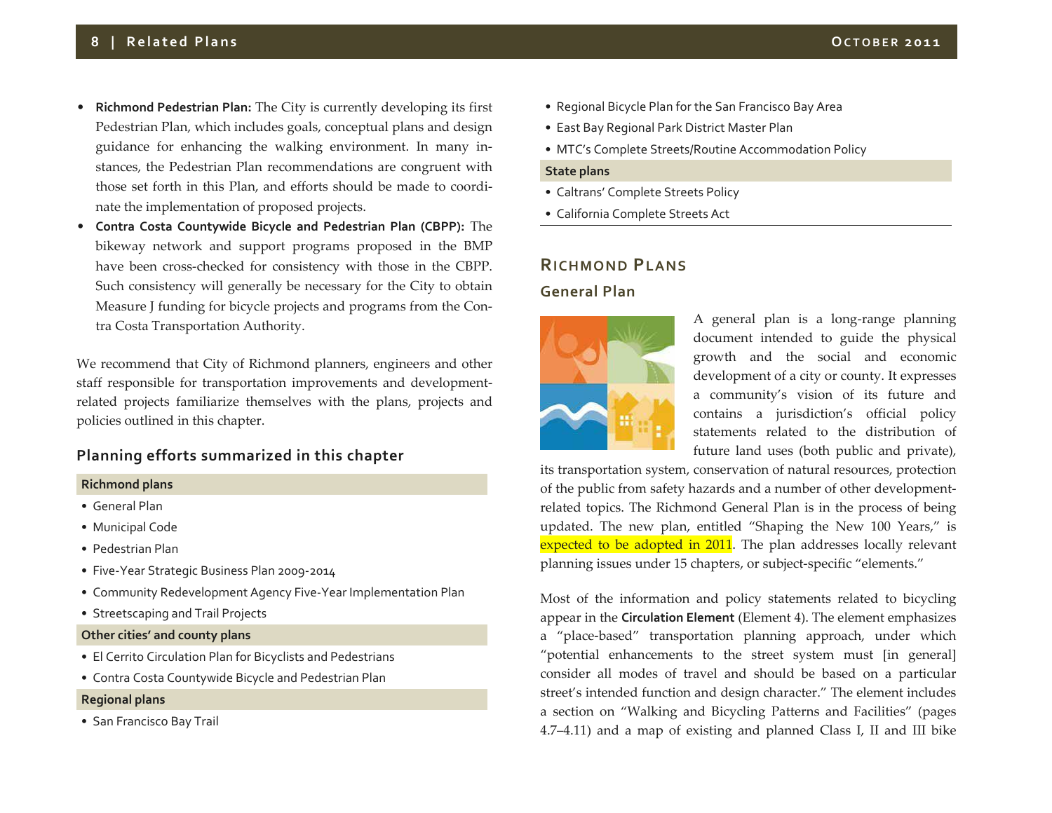- **Richmond Pedestrian Plan:** The City is currently developing its first Pedestrian Plan, which includes goals, conceptual plans and design guidance for enhancing the walking environment. In many instances, the Pedestrian Plan recommendations are congruent with those set forth in this Plan, and efforts should be made to coordinate the implementation of proposed projects.
- **Contra Costa Countywide Bicycle and Pedestrian Plan (CBPP):** The bikeway network and support programs proposed in the BMP have been cross-checked for consistency with those in the CBPP. Such consistency will generally be necessary for the City to obtain Measure J funding for bicycle projects and programs from the Contra Costa Transportation Authority.

We recommend that City of Richmond planners, engineers and other staff responsible for transportation improvements and development-related projects familiarize themselves with the plans, projects and policies outlined in this chapter.

### Planning efforts summarized in this chapter

**Richmond plans**

- General Plan
- Municipal Code
- Pedestrian Plan
- Five-Year Strategic Business Plan 2009-2014
- Community Redevelopment Agency Five-Year Implementation Plan
- Streetscaping and Trail Projects

**Other cities' and county plans**

- El Cerrito Circulation Plan for Bicyclists and Pedestrians
- Contra Costa Countywide Bicycle and Pedestrian Plan

**Regional plans**

- San Francisco Bay Trail
- Regional Bicycle Plan for the San Francisco Bay Area
- East Bay Regional Park District Master Plan
- MTC's Complete Streets/Routine Accommodation Policy

**State plans**

- Caltrans' Complete Streets Policy
- California Complete Streets Act

## Richmond Plans

### General Plan

A general plan is a long-range planning document intended to guide the physical growth and the social and economic development of a city or county. It expresses a community's vision of its future and contains a jurisdiction's official policy statements related to the distribution of future land uses (both public and private), its transportation system, conservation of natural resources, protection of the public from safety hazards and a number of other development-related topics. The Richmond General Plan is in the process of being updated. The new plan, entitled "Shaping the New 100 Years," is expected to be adopted in 2011. The plan addresses locally relevant planning issues under 15 chapters, or subject-specific "elements."

Most of the information and policy statements related to bicycling appear in the **Circulation Element** (Element 4). The element emphasizes a "place-based" transportation planning approach, under which "potential enhancements to the street system must [in general] consider all modes of travel and should be based on a particular street's intended function and design character." The element includes a section on "Walking and Bicycling Patterns and Facilities" (pages 4.7–4.11) and a map of existing and planned Class I, II and III bike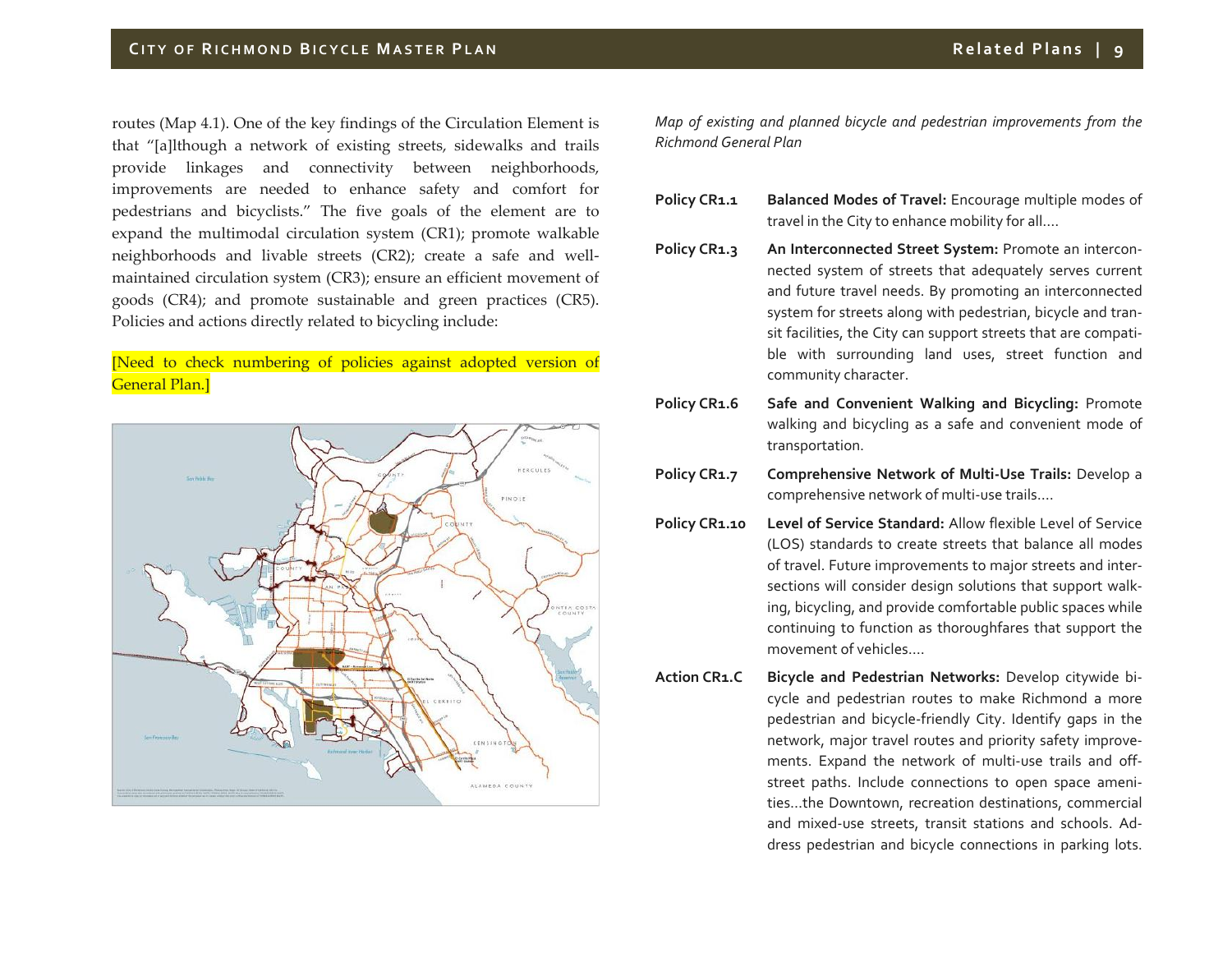routes (Map 4.1). One of the key findings of the Circulation Element is that "[a]lthough a network of existing streets, sidewalks and trails provide linkages and connectivity between neighborhoods, improvements are needed to enhance safety and comfort for pedestrians and bicyclists." The five goals of the element are to expand the multimodal circulation system (CR1); promote walkable neighborhoods and livable streets (CR2); create a safe and well-maintained circulation system (CR3); ensure an efficient movement of goods (CR4); and promote sustainable and green practices (CR5). Policies and actions directly related to bicycling include:

[Need to check numbering of policies against adopted version of General Plan.]

*Map of existing and planned bicycle and pedestrian improvements from the Richmond General Plan*

**Policy CR1.1** **Balanced Modes of Travel:** Encourage multiple modes of travel in the City to enhance mobility for all....

**Policy CR1.3** **An Interconnected Street System:** Promote an interconnected system of streets that adequately serves current and future travel needs. By promoting an interconnected system for streets along with pedestrian, bicycle and transit facilities, the City can support streets that are compatible with surrounding land uses, street function and community character.

**Policy CR1.6** **Safe and Convenient Walking and Bicycling:** Promote walking and bicycling as a safe and convenient mode of transportation.

**Policy CR1.7** **Comprehensive Network of Multi-Use Trails:** Develop a comprehensive network of multi-use trails....

**Policy CR1.10** **Level of Service Standard:** Allow flexible Level of Service (LOS) standards to create streets that balance all modes of travel. Future improvements to major streets and intersections will consider design solutions that support walking, bicycling, and provide comfortable public spaces while continuing to function as thoroughfares that support the movement of vehicles....

**Action CR1.C** **Bicycle and Pedestrian Networks:** Develop citywide bicycle and pedestrian routes to make Richmond a more pedestrian and bicycle-friendly City. Identify gaps in the network, major travel routes and priority safety improvements. Expand the network of multi-use trails and off-street paths. Include connections to open space amenities...the Downtown, recreation destinations, commercial and mixed-use streets, transit stations and schools. Address pedestrian and bicycle connections in parking lots.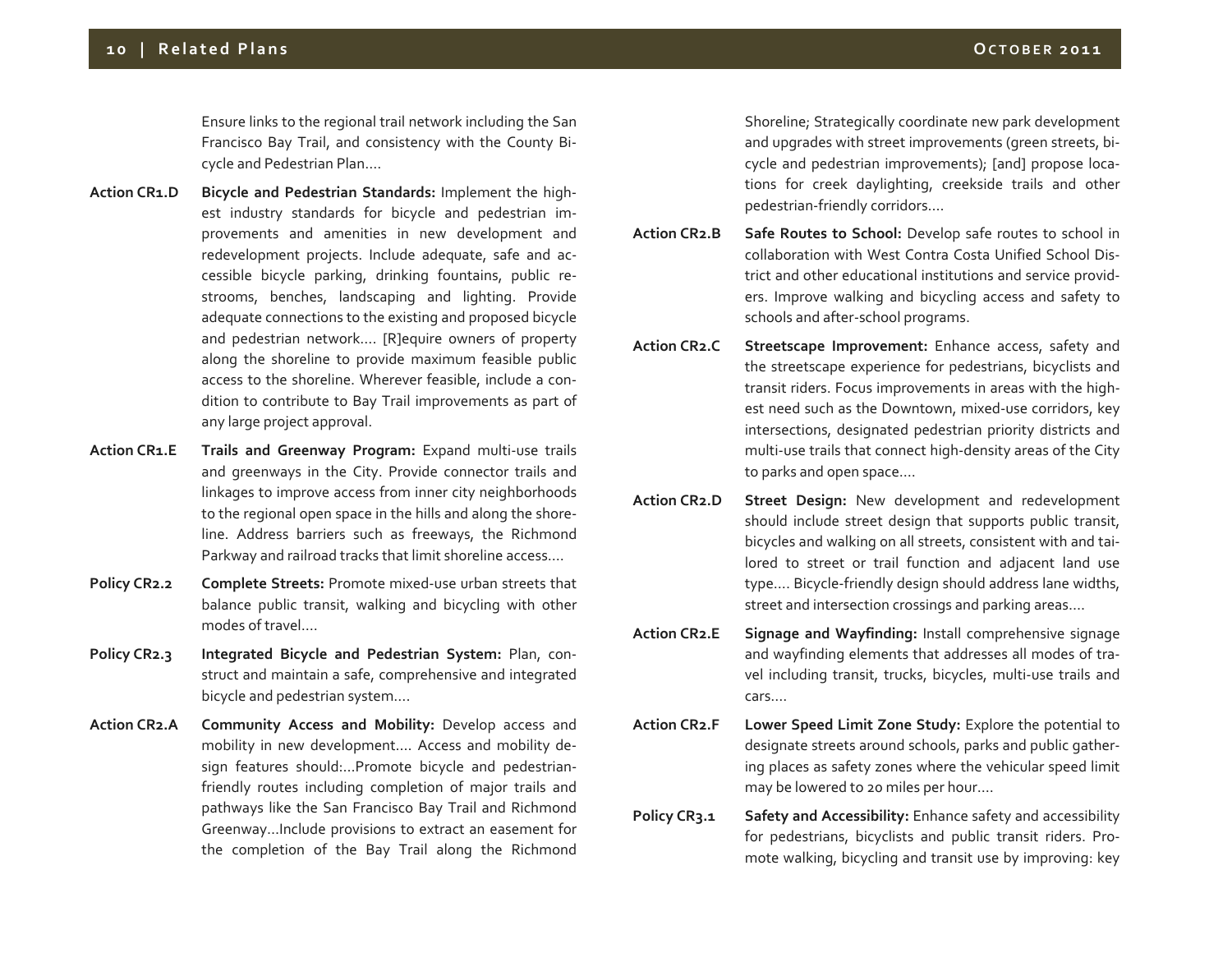Ensure links to the regional trail network including the San Francisco Bay Trail, and consistency with the County Bicycle and Pedestrian Plan….

**Action CR1.D** **Bicycle and Pedestrian Standards:** Implement the highest industry standards for bicycle and pedestrian improvements and amenities in new development and redevelopment projects. Include adequate, safe and accessible bicycle parking, drinking fountains, public restrooms, benches, landscaping and lighting. Provide adequate connections to the existing and proposed bicycle and pedestrian network…. [R]equire owners of property along the shoreline to provide maximum feasible public access to the shoreline. Wherever feasible, include a condition to contribute to Bay Trail improvements as part of any large project approval.

**Action CR1.E** **Trails and Greenway Program:** Expand multi-use trails and greenways in the City. Provide connector trails and linkages to improve access from inner city neighborhoods to the regional open space in the hills and along the shoreline. Address barriers such as freeways, the Richmond Parkway and railroad tracks that limit shoreline access….

**Policy CR2.2** **Complete Streets:** Promote mixed-use urban streets that balance public transit, walking and bicycling with other modes of travel….

**Policy CR2.3** **Integrated Bicycle and Pedestrian System:** Plan, construct and maintain a safe, comprehensive and integrated bicycle and pedestrian system….

**Action CR2.A** **Community Access and Mobility:** Develop access and mobility in new development…. Access and mobility design features should:…Promote bicycle and pedestrian-friendly routes including completion of major trails and pathways like the San Francisco Bay Trail and Richmond Greenway…Include provisions to extract an easement for the completion of the Bay Trail along the Richmond Shoreline; Strategically coordinate new park development and upgrades with street improvements (green streets, bicycle and pedestrian improvements); [and] propose locations for creek daylighting, creekside trails and other pedestrian-friendly corridors….

**Action CR2.B** **Safe Routes to School:** Develop safe routes to school in collaboration with West Contra Costa Unified School District and other educational institutions and service providers. Improve walking and bicycling access and safety to schools and after-school programs.

**Action CR2.C** **Streetscape Improvement:** Enhance access, safety and the streetscape experience for pedestrians, bicyclists and transit riders. Focus improvements in areas with the highest need such as the Downtown, mixed-use corridors, key intersections, designated pedestrian priority districts and multi-use trails that connect high-density areas of the City to parks and open space….

**Action CR2.D** **Street Design:** New development and redevelopment should include street design that supports public transit, bicycles and walking on all streets, consistent with and tailored to street or trail function and adjacent land use type…. Bicycle-friendly design should address lane widths, street and intersection crossings and parking areas….

**Action CR2.E** **Signage and Wayfinding:** Install comprehensive signage and wayfinding elements that addresses all modes of travel including transit, trucks, bicycles, multi-use trails and cars….

**Action CR2.F** **Lower Speed Limit Zone Study:** Explore the potential to designate streets around schools, parks and public gathering places as safety zones where the vehicular speed limit may be lowered to 20 miles per hour….

**Policy CR3.1** **Safety and Accessibility:** Enhance safety and accessibility for pedestrians, bicyclists and public transit riders. Promote walking, bicycling and transit use by improving: key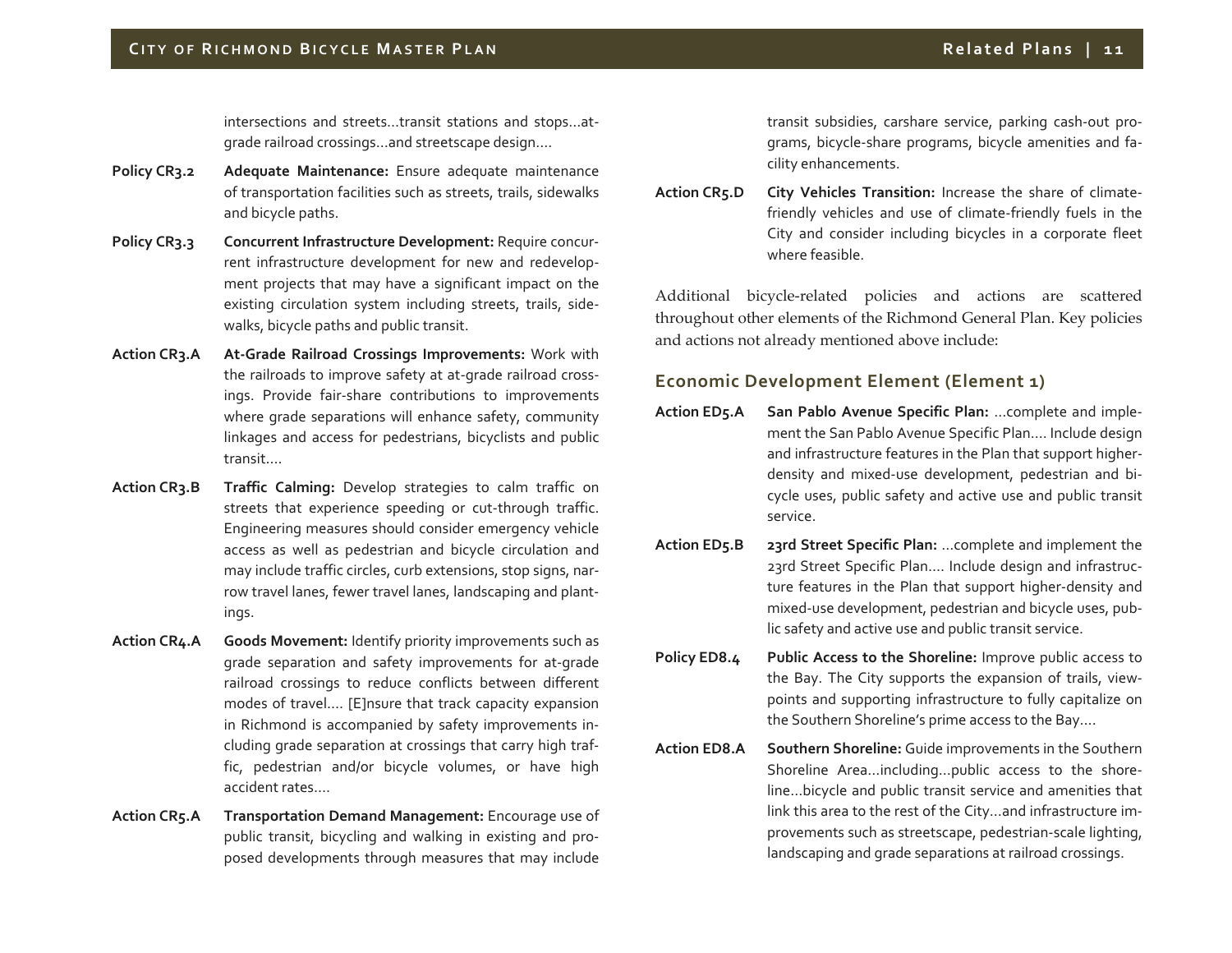intersections and streets…transit stations and stops…at-grade railroad crossings…and streetscape design….

**Policy CR3.2** **Adequate Maintenance:** Ensure adequate maintenance of transportation facilities such as streets, trails, sidewalks and bicycle paths.

**Policy CR3.3** **Concurrent Infrastructure Development:** Require concurrent infrastructure development for new and redevelopment projects that may have a significant impact on the existing circulation system including streets, trails, sidewalks, bicycle paths and public transit.

**Action CR3.A** **At-Grade Railroad Crossings Improvements:** Work with the railroads to improve safety at at-grade railroad crossings. Provide fair-share contributions to improvements where grade separations will enhance safety, community linkages and access for pedestrians, bicyclists and public transit….

**Action CR3.B** **Traffic Calming:** Develop strategies to calm traffic on streets that experience speeding or cut-through traffic. Engineering measures should consider emergency vehicle access as well as pedestrian and bicycle circulation and may include traffic circles, curb extensions, stop signs, narrow travel lanes, fewer travel lanes, landscaping and plantings.

**Action CR4.A** **Goods Movement:** Identify priority improvements such as grade separation and safety improvements for at-grade railroad crossings to reduce conflicts between different modes of travel…. [E]nsure that track capacity expansion in Richmond is accompanied by safety improvements including grade separation at crossings that carry high traffic, pedestrian and/or bicycle volumes, or have high accident rates….

**Action CR5.A** **Transportation Demand Management:** Encourage use of public transit, bicycling and walking in existing and proposed developments through measures that may include transit subsidies, carshare service, parking cash-out programs, bicycle-share programs, bicycle amenities and facility enhancements.

**Action CR5.D** **City Vehicles Transition:** Increase the share of climate-friendly vehicles and use of climate-friendly fuels in the City and consider including bicycles in a corporate fleet where feasible.

Additional bicycle-related policies and actions are scattered throughout other elements of the Richmond General Plan. Key policies and actions not already mentioned above include:

### Economic Development Element (Element 1)

**Action ED5.A** **San Pablo Avenue Specific Plan:** …complete and implement the San Pablo Avenue Specific Plan…. Include design and infrastructure features in the Plan that support higher-density and mixed-use development, pedestrian and bicycle uses, public safety and active use and public transit service.

**Action ED5.B** **23rd Street Specific Plan:** …complete and implement the 23rd Street Specific Plan…. Include design and infrastructure features in the Plan that support higher-density and mixed-use development, pedestrian and bicycle uses, public safety and active use and public transit service.

**Policy ED8.4** **Public Access to the Shoreline:** Improve public access to the Bay. The City supports the expansion of trails, viewpoints and supporting infrastructure to fully capitalize on the Southern Shoreline's prime access to the Bay….

**Action ED8.A** **Southern Shoreline:** Guide improvements in the Southern Shoreline Area…including…public access to the shoreline…bicycle and public transit service and amenities that link this area to the rest of the City…and infrastructure improvements such as streetscape, pedestrian-scale lighting, landscaping and grade separations at railroad crossings.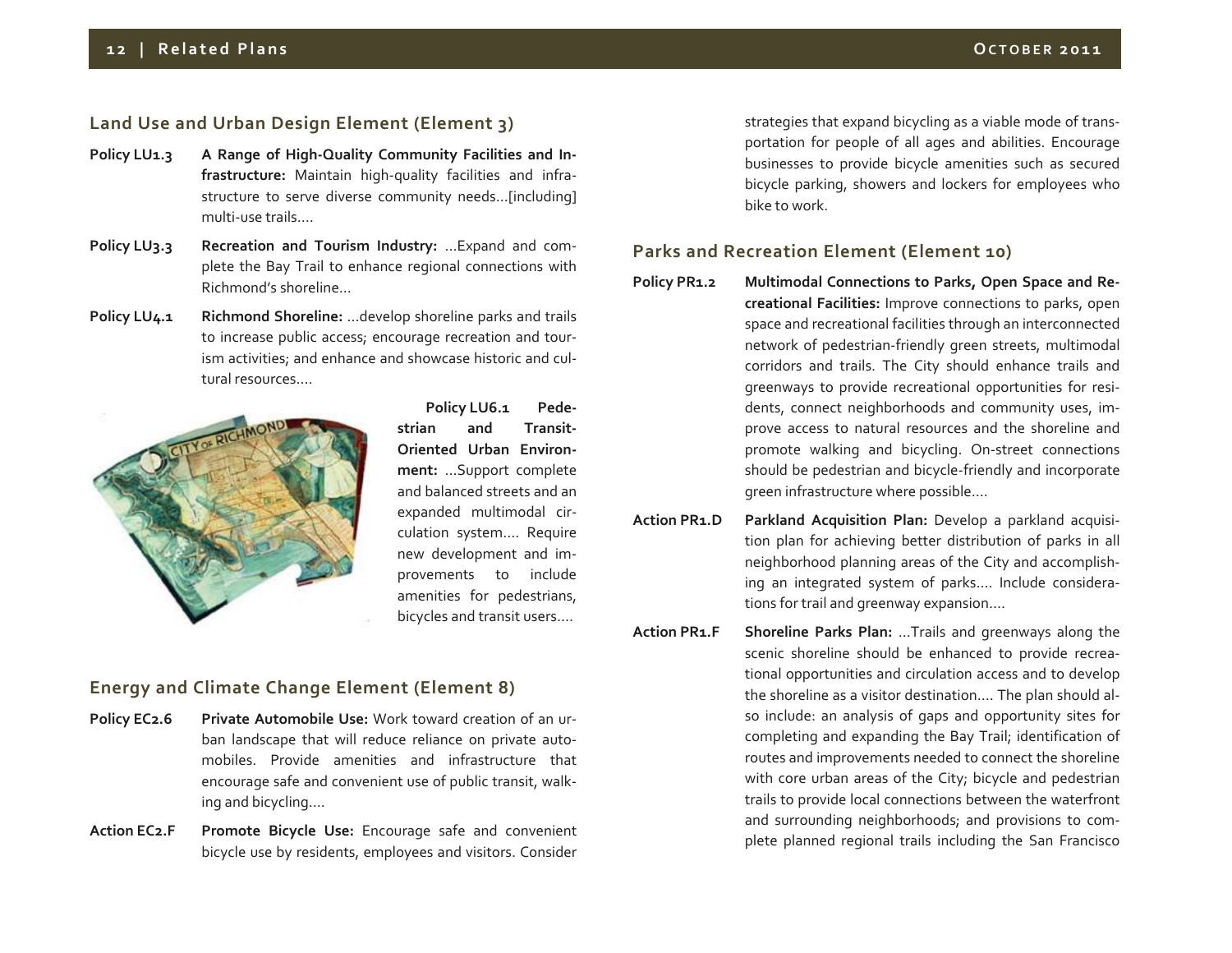## Land Use and Urban Design Element (Element 3)

**Policy LU1.3** **A Range of High-Quality Community Facilities and Infrastructure:** Maintain high-quality facilities and infrastructure to serve diverse community needs…[including] multi-use trails….

**Policy LU3.3** **Recreation and Tourism Industry:** …Expand and complete the Bay Trail to enhance regional connections with Richmond's shoreline…

**Policy LU4.1** **Richmond Shoreline:** …develop shoreline parks and trails to increase public access; encourage recreation and tourism activities; and enhance and showcase historic and cultural resources….

**Policy LU6.1** **Pedestrian and Transit-Oriented Urban Environment:** …Support complete and balanced streets and an expanded multimodal circulation system…. Require new development and improvements to include amenities for pedestrians, bicycles and transit users….

## Energy and Climate Change Element (Element 8)

**Policy EC2.6** **Private Automobile Use:** Work toward creation of an urban landscape that will reduce reliance on private automobiles. Provide amenities and infrastructure that encourage safe and convenient use of public transit, walking and bicycling….

**Action EC2.F** **Promote Bicycle Use:** Encourage safe and convenient bicycle use by residents, employees and visitors. Consider strategies that expand bicycling as a viable mode of transportation for people of all ages and abilities. Encourage businesses to provide bicycle amenities such as secured bicycle parking, showers and lockers for employees who bike to work.

## Parks and Recreation Element (Element 10)

**Policy PR1.2** **Multimodal Connections to Parks, Open Space and Recreational Facilities:** Improve connections to parks, open space and recreational facilities through an interconnected network of pedestrian-friendly green streets, multimodal corridors and trails. The City should enhance trails and greenways to provide recreational opportunities for residents, connect neighborhoods and community uses, improve access to natural resources and the shoreline and promote walking and bicycling. On-street connections should be pedestrian and bicycle-friendly and incorporate green infrastructure where possible….

**Action PR1.D** **Parkland Acquisition Plan:** Develop a parkland acquisition plan for achieving better distribution of parks in all neighborhood planning areas of the City and accomplishing an integrated system of parks…. Include considerations for trail and greenway expansion….

**Action PR1.F** **Shoreline Parks Plan:** …Trails and greenways along the scenic shoreline should be enhanced to provide recreational opportunities and circulation access and to develop the shoreline as a visitor destination…. The plan should also include: an analysis of gaps and opportunity sites for completing and expanding the Bay Trail; identification of routes and improvements needed to connect the shoreline with core urban areas of the City; bicycle and pedestrian trails to provide local connections between the waterfront and surrounding neighborhoods; and provisions to complete planned regional trails including the San Francisco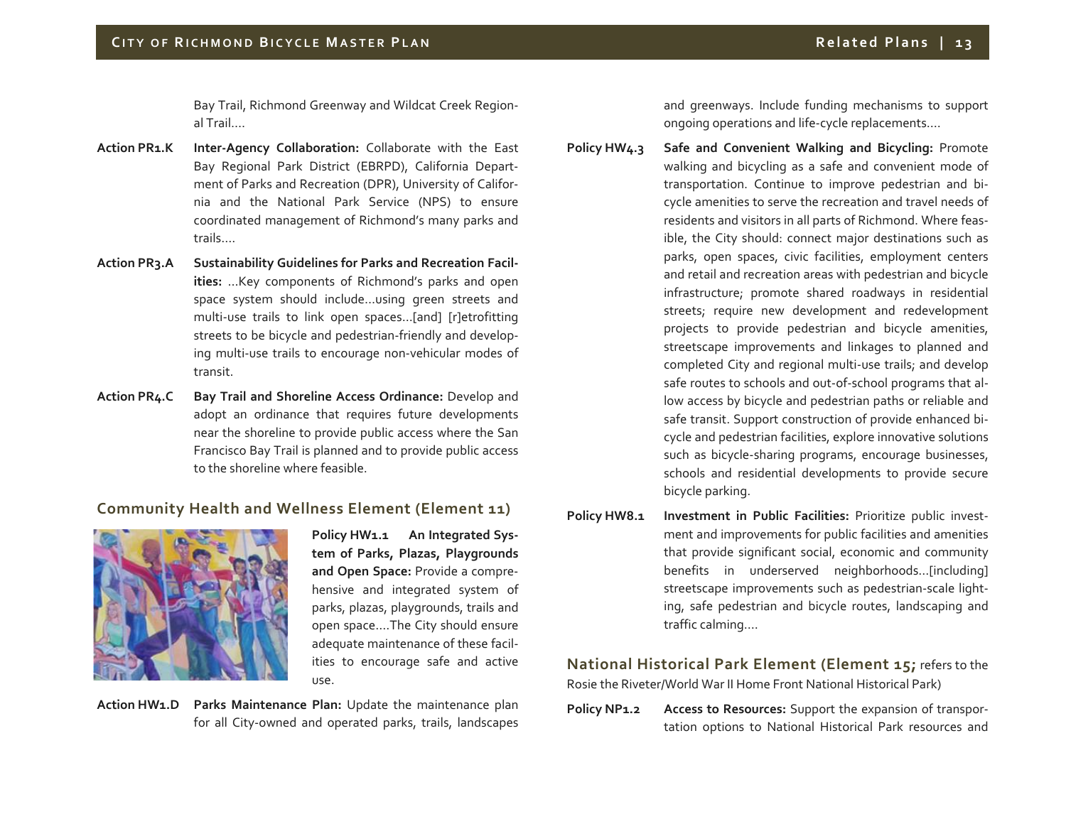Bay Trail, Richmond Greenway and Wildcat Creek Regional Trail….

**Action PR1.K** **Inter-Agency Collaboration:** Collaborate with the East Bay Regional Park District (EBRPD), California Department of Parks and Recreation (DPR), University of California and the National Park Service (NPS) to ensure coordinated management of Richmond's many parks and trails….

**Action PR3.A** **Sustainability Guidelines for Parks and Recreation Facilities:** …Key components of Richmond's parks and open space system should include…using green streets and multi-use trails to link open spaces…[and] [r]etrofitting streets to be bicycle and pedestrian-friendly and developing multi-use trails to encourage non-vehicular modes of transit.

**Action PR4.C** **Bay Trail and Shoreline Access Ordinance:** Develop and adopt an ordinance that requires future developments near the shoreline to provide public access where the San Francisco Bay Trail is planned and to provide public access to the shoreline where feasible.

## Community Health and Wellness Element (Element 11)

**Policy HW1.1** **An Integrated System of Parks, Plazas, Playgrounds and Open Space:** Provide a comprehensive and integrated system of parks, plazas, playgrounds, trails and open space….The City should ensure adequate maintenance of these facilities to encourage safe and active use.

**Action HW1.D** **Parks Maintenance Plan:** Update the maintenance plan for all City-owned and operated parks, trails, landscapes and greenways. Include funding mechanisms to support ongoing operations and life-cycle replacements….

**Policy HW4.3** **Safe and Convenient Walking and Bicycling:** Promote walking and bicycling as a safe and convenient mode of transportation. Continue to improve pedestrian and bicycle amenities to serve the recreation and travel needs of residents and visitors in all parts of Richmond. Where feasible, the City should: connect major destinations such as parks, open spaces, civic facilities, employment centers and retail and recreation areas with pedestrian and bicycle infrastructure; promote shared roadways in residential streets; require new development and redevelopment projects to provide pedestrian and bicycle amenities, streetscape improvements and linkages to planned and completed City and regional multi-use trails; and develop safe routes to schools and out-of-school programs that allow access by bicycle and pedestrian paths or reliable and safe transit. Support construction of provide enhanced bicycle and pedestrian facilities, explore innovative solutions such as bicycle-sharing programs, encourage businesses, schools and residential developments to provide secure bicycle parking.

**Policy HW8.1** **Investment in Public Facilities:** Prioritize public investment and improvements for public facilities and amenities that provide significant social, economic and community benefits in underserved neighborhoods…[including] streetscape improvements such as pedestrian-scale lighting, safe pedestrian and bicycle routes, landscaping and traffic calming….

## National Historical Park Element (Element 15; refers to the Rosie the Riveter/World War II Home Front National Historical Park)

**Policy NP1.2** **Access to Resources:** Support the expansion of transportation options to National Historical Park resources and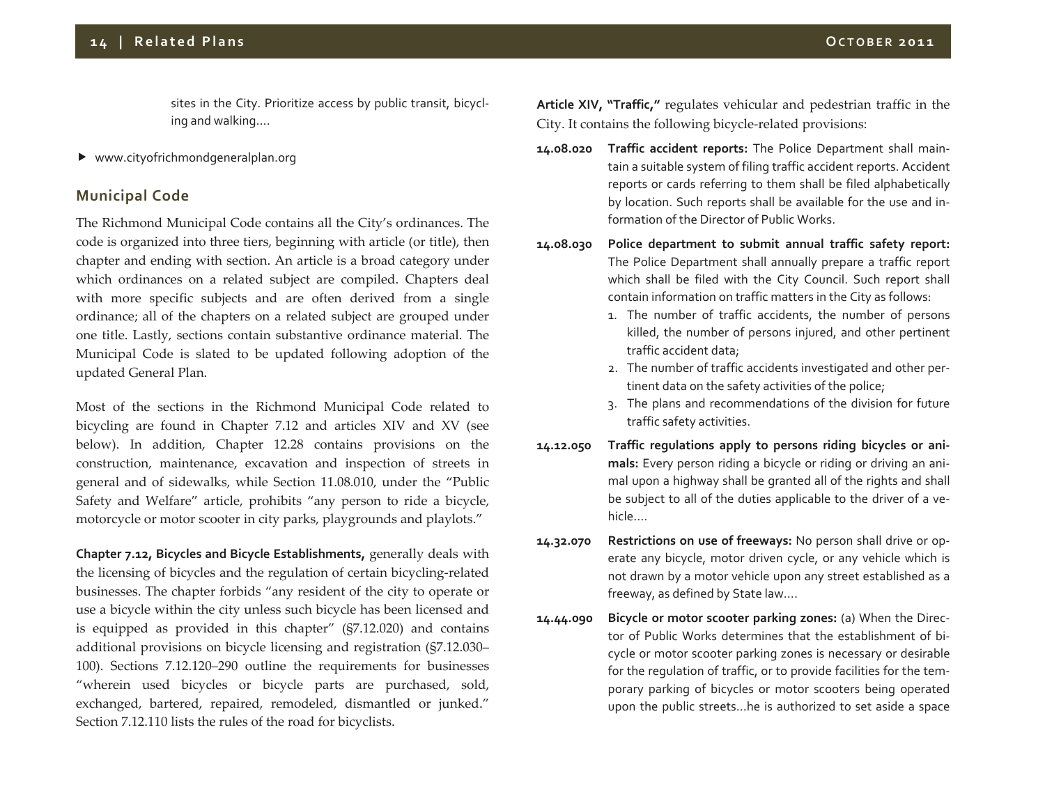sites in the City. Prioritize access by public transit, bicycling and walking....

- www.cityofrichmondgeneralplan.org

## Municipal Code

The Richmond Municipal Code contains all the City's ordinances. The code is organized into three tiers, beginning with article (or title), then chapter and ending with section. An article is a broad category under which ordinances on a related subject are compiled. Chapters deal with more specific subjects and are often derived from a single ordinance; all of the chapters on a related subject are grouped under one title. Lastly, sections contain substantive ordinance material. The Municipal Code is slated to be updated following adoption of the updated General Plan.

Most of the sections in the Richmond Municipal Code related to bicycling are found in Chapter 7.12 and articles XIV and XV (see below). In addition, Chapter 12.28 contains provisions on the construction, maintenance, excavation and inspection of streets in general and of sidewalks, while Section 11.08.010, under the "Public Safety and Welfare" article, prohibits "any person to ride a bicycle, motorcycle or motor scooter in city parks, playgrounds and playlots."

**Chapter 7.12, Bicycles and Bicycle Establishments,** generally deals with the licensing of bicycles and the regulation of certain bicycling-related businesses. The chapter forbids "any resident of the city to operate or use a bicycle within the city unless such bicycle has been licensed and is equipped as provided in this chapter" (§7.12.020) and contains additional provisions on bicycle licensing and registration (§7.12.030–100). Sections 7.12.120–290 outline the requirements for businesses "wherein used bicycles or bicycle parts are purchased, sold, exchanged, bartered, repaired, remodeled, dismantled or junked." Section 7.12.110 lists the rules of the road for bicyclists.

**Article XIV, "Traffic,"** regulates vehicular and pedestrian traffic in the City. It contains the following bicycle-related provisions:

**14.08.020 Traffic accident reports:** The Police Department shall maintain a suitable system of filing traffic accident reports. Accident reports or cards referring to them shall be filed alphabetically by location. Such reports shall be available for the use and information of the Director of Public Works.

**14.08.030 Police department to submit annual traffic safety report:** The Police Department shall annually prepare a traffic report which shall be filed with the City Council. Such report shall contain information on traffic matters in the City as follows:

1. The number of traffic accidents, the number of persons killed, the number of persons injured, and other pertinent traffic accident data;
2. The number of traffic accidents investigated and other pertinent data on the safety activities of the police;
3. The plans and recommendations of the division for future traffic safety activities.

**14.12.050 Traffic regulations apply to persons riding bicycles or animals:** Every person riding a bicycle or riding or driving an animal upon a highway shall be granted all of the rights and shall be subject to all of the duties applicable to the driver of a vehicle....

**14.32.070 Restrictions on use of freeways:** No person shall drive or operate any bicycle, motor driven cycle, or any vehicle which is not drawn by a motor vehicle upon any street established as a freeway, as defined by State law....

**14.44.090 Bicycle or motor scooter parking zones:** (a) When the Director of Public Works determines that the establishment of bicycle or motor scooter parking zones is necessary or desirable for the regulation of traffic, or to provide facilities for the temporary parking of bicycles or motor scooters being operated upon the public streets...he is authorized to set aside a space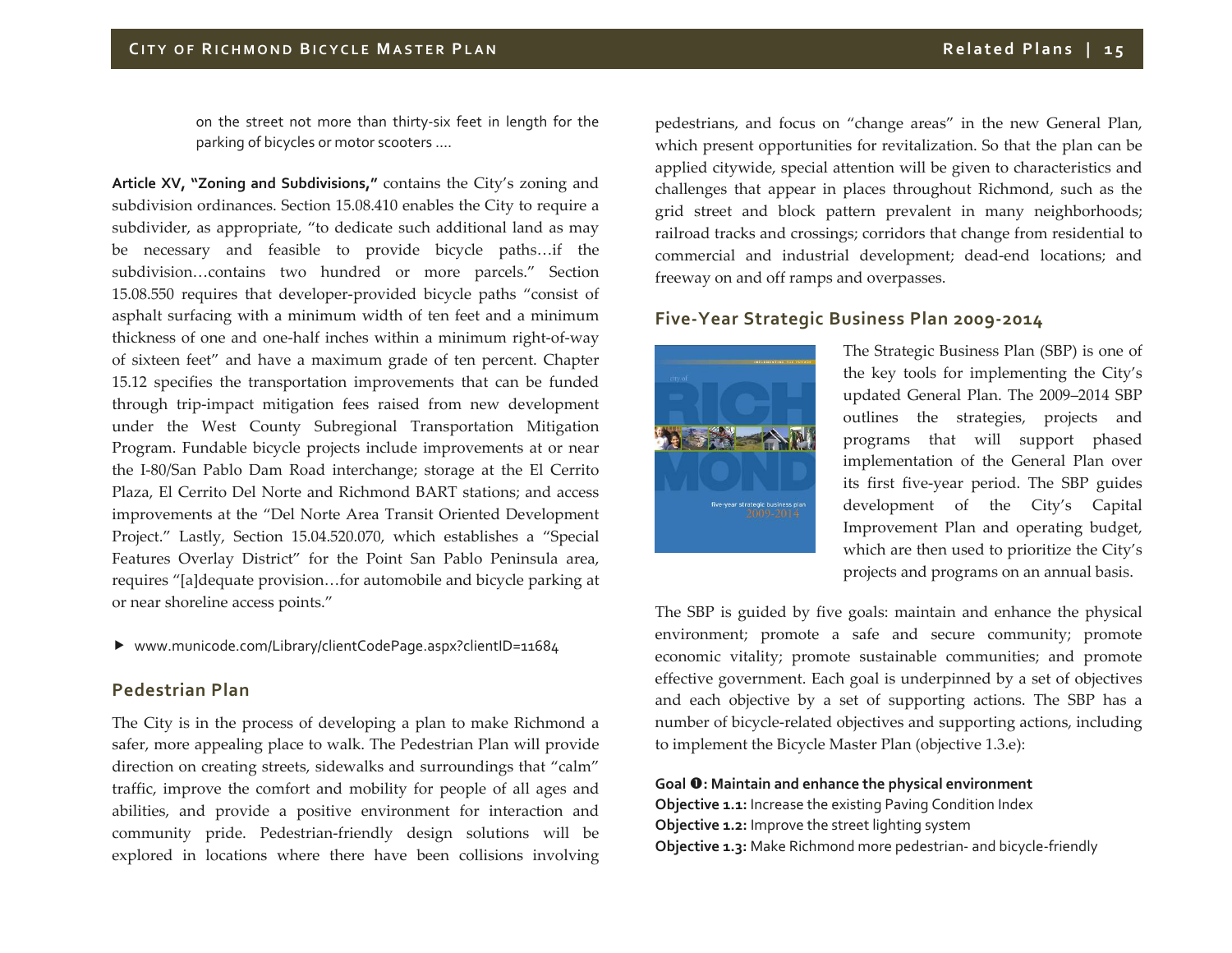on the street not more than thirty-six feet in length for the parking of bicycles or motor scooters ….

**Article XV, "Zoning and Subdivisions,"** contains the City's zoning and subdivision ordinances. Section 15.08.410 enables the City to require a subdivider, as appropriate, "to dedicate such additional land as may be necessary and feasible to provide bicycle paths…if the subdivision…contains two hundred or more parcels." Section 15.08.550 requires that developer-provided bicycle paths "consist of asphalt surfacing with a minimum width of ten feet and a minimum thickness of one and one-half inches within a minimum right-of-way of sixteen feet" and have a maximum grade of ten percent. Chapter 15.12 specifies the transportation improvements that can be funded through trip-impact mitigation fees raised from new development under the West County Subregional Transportation Mitigation Program. Fundable bicycle projects include improvements at or near the I-80/San Pablo Dam Road interchange; storage at the El Cerrito Plaza, El Cerrito Del Norte and Richmond BART stations; and access improvements at the "Del Norte Area Transit Oriented Development Project." Lastly, Section 15.04.520.070, which establishes a "Special Features Overlay District" for the Point San Pablo Peninsula area, requires "[a]dequate provision…for automobile and bicycle parking at or near shoreline access points."

- www.municode.com/Library/clientCodePage.aspx?clientID=11684

## Pedestrian Plan

The City is in the process of developing a plan to make Richmond a safer, more appealing place to walk. The Pedestrian Plan will provide direction on creating streets, sidewalks and surroundings that "calm" traffic, improve the comfort and mobility for people of all ages and abilities, and provide a positive environment for interaction and community pride. Pedestrian-friendly design solutions will be explored in locations where there have been collisions involving pedestrians, and focus on "change areas" in the new General Plan, which present opportunities for revitalization. So that the plan can be applied citywide, special attention will be given to characteristics and challenges that appear in places throughout Richmond, such as the grid street and block pattern prevalent in many neighborhoods; railroad tracks and crossings; corridors that change from residential to commercial and industrial development; dead-end locations; and freeway on and off ramps and overpasses.

## Five-Year Strategic Business Plan 2009-2014

The Strategic Business Plan (SBP) is one of the key tools for implementing the City's updated General Plan. The 2009–2014 SBP outlines the strategies, projects and programs that will support phased implementation of the General Plan over its first five-year period. The SBP guides development of the City's Capital Improvement Plan and operating budget, which are then used to prioritize the City's projects and programs on an annual basis.

The SBP is guided by five goals: maintain and enhance the physical environment; promote a safe and secure community; promote economic vitality; promote sustainable communities; and promote effective government. Each goal is underpinned by a set of objectives and each objective by a set of supporting actions. The SBP has a number of bicycle-related objectives and supporting actions, including to implement the Bicycle Master Plan (objective 1.3.e):

**Goal ❶: Maintain and enhance the physical environment**
**Objective 1.1:** Increase the existing Paving Condition Index
**Objective 1.2:** Improve the street lighting system
**Objective 1.3:** Make Richmond more pedestrian- and bicycle-friendly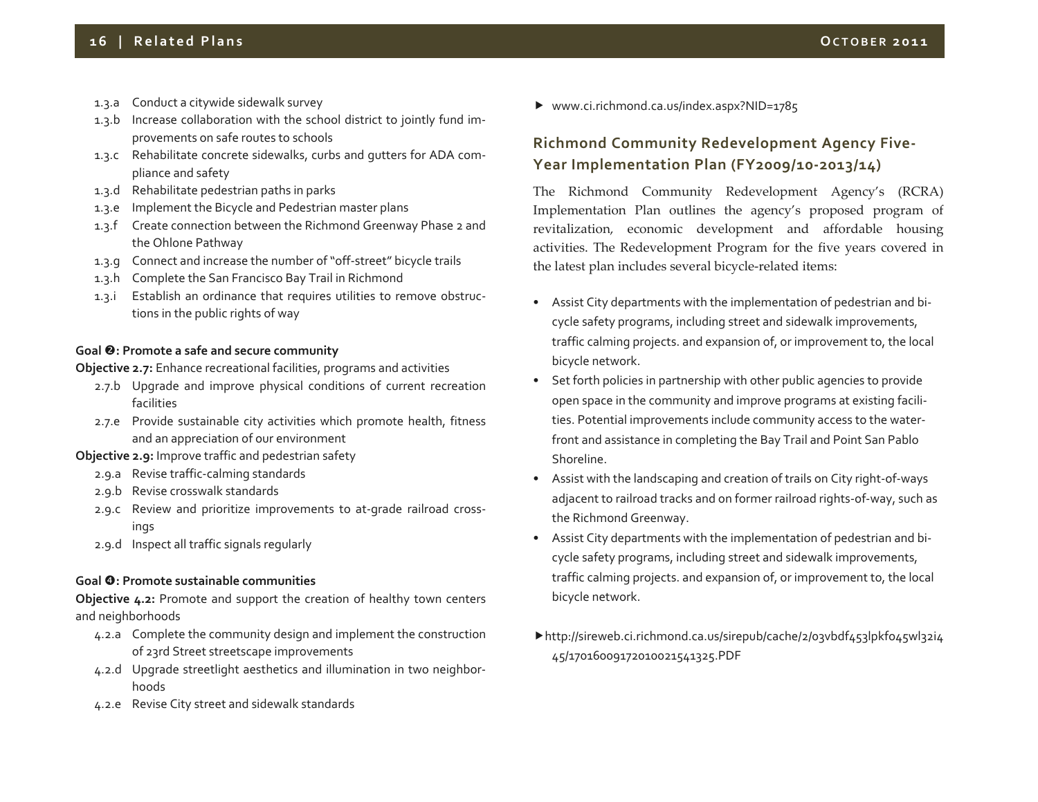- 1.3.a Conduct a citywide sidewalk survey
- 1.3.b Increase collaboration with the school district to jointly fund improvements on safe routes to schools
- 1.3.c Rehabilitate concrete sidewalks, curbs and gutters for ADA compliance and safety
- 1.3.d Rehabilitate pedestrian paths in parks
- 1.3.e Implement the Bicycle and Pedestrian master plans
- 1.3.f Create connection between the Richmond Greenway Phase 2 and the Ohlone Pathway
- 1.3.g Connect and increase the number of "off-street" bicycle trails
- 1.3.h Complete the San Francisco Bay Trail in Richmond
- 1.3.i Establish an ordinance that requires utilities to remove obstructions in the public rights of way

**Goal ❷: Promote a safe and secure community**

**Objective 2.7:** Enhance recreational facilities, programs and activities

- 2.7.b Upgrade and improve physical conditions of current recreation facilities
- 2.7.e Provide sustainable city activities which promote health, fitness and an appreciation of our environment

**Objective 2.9:** Improve traffic and pedestrian safety

- 2.9.a Revise traffic-calming standards
- 2.9.b Revise crosswalk standards
- 2.9.c Review and prioritize improvements to at-grade railroad crossings
- 2.9.d Inspect all traffic signals regularly

**Goal ❹: Promote sustainable communities**

**Objective 4.2:** Promote and support the creation of healthy town centers and neighborhoods

- 4.2.a Complete the community design and implement the construction of 23rd Street streetscape improvements
- 4.2.d Upgrade streetlight aesthetics and illumination in two neighborhoods
- 4.2.e Revise City street and sidewalk standards

► www.ci.richmond.ca.us/index.aspx?NID=1785

## Richmond Community Redevelopment Agency Five-Year Implementation Plan (FY2009/10-2013/14)

The Richmond Community Redevelopment Agency's (RCRA) Implementation Plan outlines the agency's proposed program of revitalization, economic development and affordable housing activities. The Redevelopment Program for the five years covered in the latest plan includes several bicycle-related items:

- Assist City departments with the implementation of pedestrian and bicycle safety programs, including street and sidewalk improvements, traffic calming projects. and expansion of, or improvement to, the local bicycle network.
- Set forth policies in partnership with other public agencies to provide open space in the community and improve programs at existing facilities. Potential improvements include community access to the waterfront and assistance in completing the Bay Trail and Point San Pablo Shoreline.
- Assist with the landscaping and creation of trails on City right-of-ways adjacent to railroad tracks and on former railroad rights-of-way, such as the Richmond Greenway.
- Assist City departments with the implementation of pedestrian and bicycle safety programs, including street and sidewalk improvements, traffic calming projects. and expansion of, or improvement to, the local bicycle network.

► http://sireweb.ci.richmond.ca.us/sirepub/cache/2/03vbdf453lpkf045wl32i445/170160091720100215413​25.PDF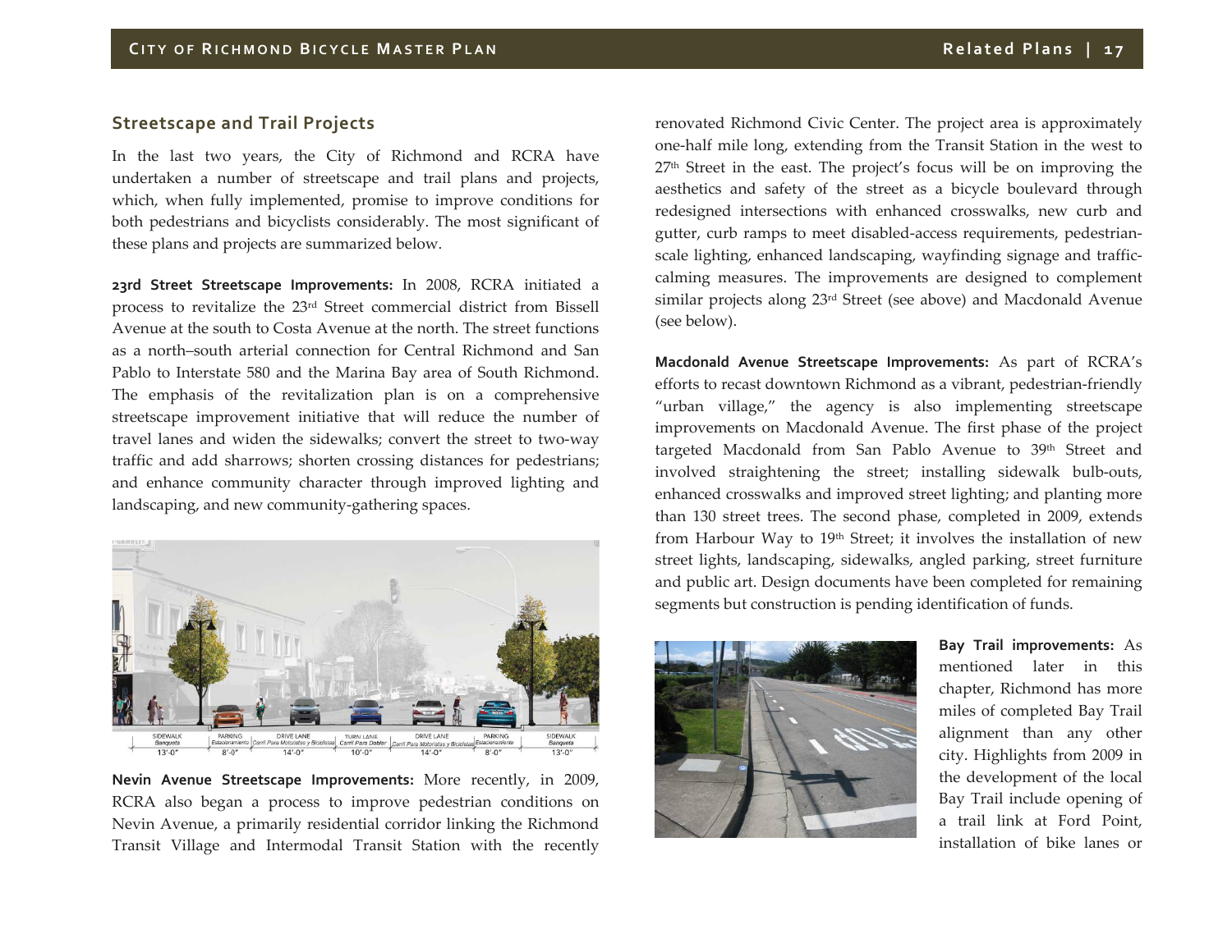## Streetscape and Trail Projects

In the last two years, the City of Richmond and RCRA have undertaken a number of streetscape and trail plans and projects, which, when fully implemented, promise to improve conditions for both pedestrians and bicyclists considerably. The most significant of these plans and projects are summarized below.

**23rd Street Streetscape Improvements:** In 2008, RCRA initiated a process to revitalize the 23rd Street commercial district from Bissell Avenue at the south to Costa Avenue at the north. The street functions as a north–south arterial connection for Central Richmond and San Pablo to Interstate 580 and the Marina Bay area of South Richmond. The emphasis of the revitalization plan is on a comprehensive streetscape improvement initiative that will reduce the number of travel lanes and widen the sidewalks; convert the street to two-way traffic and add sharrows; shorten crossing distances for pedestrians; and enhance community character through improved lighting and landscaping, and new community-gathering spaces.

**Nevin Avenue Streetscape Improvements:** More recently, in 2009, RCRA also began a process to improve pedestrian conditions on Nevin Avenue, a primarily residential corridor linking the Richmond Transit Village and Intermodal Transit Station with the recently renovated Richmond Civic Center. The project area is approximately one-half mile long, extending from the Transit Station in the west to 27th Street in the east. The project's focus will be on improving the aesthetics and safety of the street as a bicycle boulevard through redesigned intersections with enhanced crosswalks, new curb and gutter, curb ramps to meet disabled-access requirements, pedestrian-scale lighting, enhanced landscaping, wayfinding signage and traffic-calming measures. The improvements are designed to complement similar projects along 23rd Street (see above) and Macdonald Avenue (see below).

**Macdonald Avenue Streetscape Improvements:** As part of RCRA's efforts to recast downtown Richmond as a vibrant, pedestrian-friendly "urban village," the agency is also implementing streetscape improvements on Macdonald Avenue. The first phase of the project targeted Macdonald from San Pablo Avenue to 39th Street and involved straightening the street; installing sidewalk bulb-outs, enhanced crosswalks and improved street lighting; and planting more than 130 street trees. The second phase, completed in 2009, extends from Harbour Way to 19th Street; it involves the installation of new street lights, landscaping, sidewalks, angled parking, street furniture and public art. Design documents have been completed for remaining segments but construction is pending identification of funds.

**Bay Trail improvements:** As mentioned later in this chapter, Richmond has more miles of completed Bay Trail alignment than any other city. Highlights from 2009 in the development of the local Bay Trail include opening of a trail link at Ford Point, installation of bike lanes or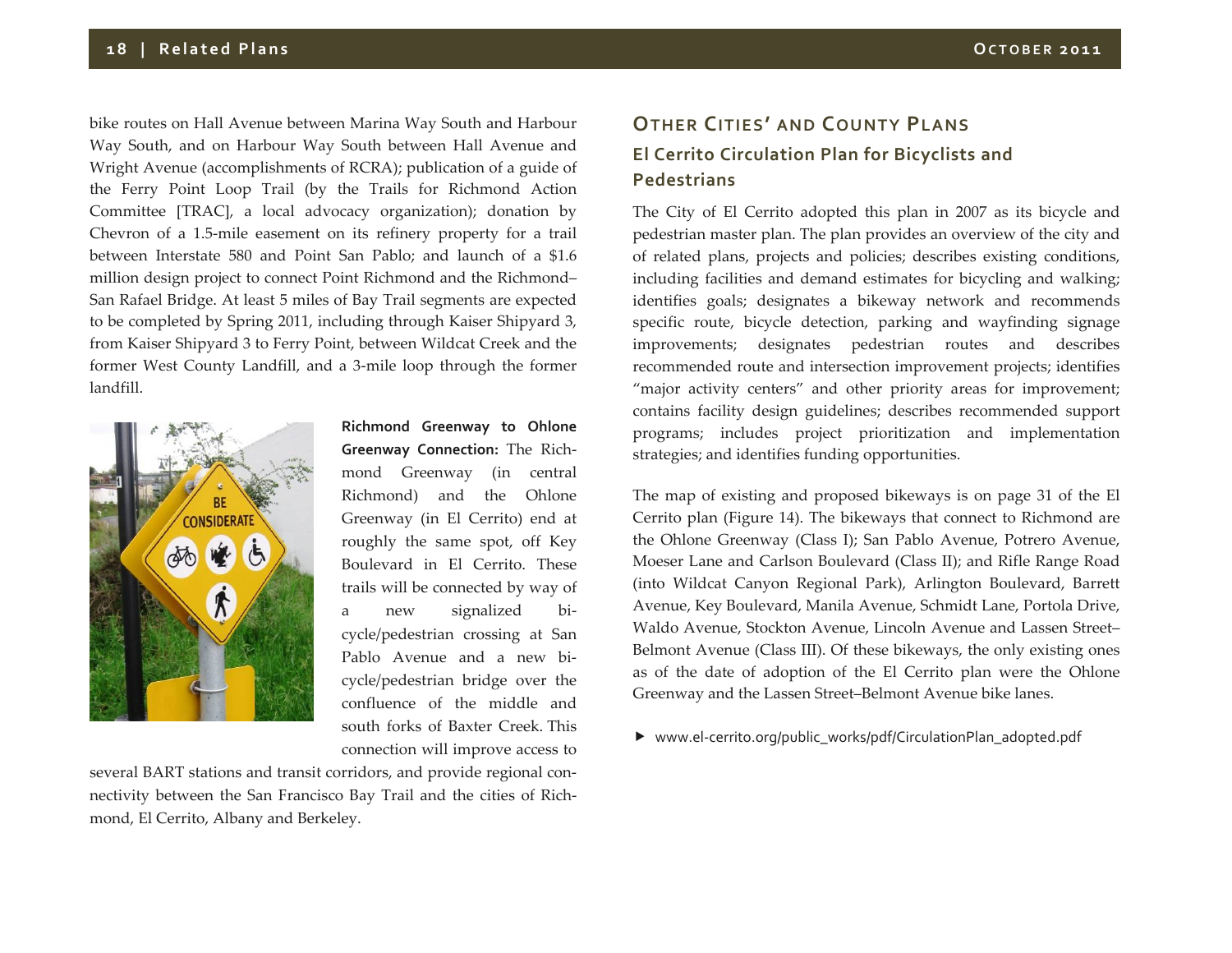bike routes on Hall Avenue between Marina Way South and Harbour Way South, and on Harbour Way South between Hall Avenue and Wright Avenue (accomplishments of RCRA); publication of a guide of the Ferry Point Loop Trail (by the Trails for Richmond Action Committee [TRAC], a local advocacy organization); donation by Chevron of a 1.5-mile easement on its refinery property for a trail between Interstate 580 and Point San Pablo; and launch of a $1.6 million design project to connect Point Richmond and the Richmond–San Rafael Bridge. At least 5 miles of Bay Trail segments are expected to be completed by Spring 2011, including through Kaiser Shipyard 3, from Kaiser Shipyard 3 to Ferry Point, between Wildcat Creek and the former West County Landfill, and a 3-mile loop through the former landfill.

**Richmond Greenway to Ohlone Greenway Connection:** The Richmond Greenway (in central Richmond) and the Ohlone Greenway (in El Cerrito) end at roughly the same spot, off Key Boulevard in El Cerrito. These trails will be connected by way of a new signalized bicycle/pedestrian crossing at San Pablo Avenue and a new bicycle/pedestrian bridge over the confluence of the middle and south forks of Baxter Creek. This connection will improve access to several BART stations and transit corridors, and provide regional connectivity between the San Francisco Bay Trail and the cities of Richmond, El Cerrito, Albany and Berkeley.

## Other Cities' and County Plans

### El Cerrito Circulation Plan for Bicyclists and Pedestrians

The City of El Cerrito adopted this plan in 2007 as its bicycle and pedestrian master plan. The plan provides an overview of the city and of related plans, projects and policies; describes existing conditions, including facilities and demand estimates for bicycling and walking; identifies goals; designates a bikeway network and recommends specific route, bicycle detection, parking and wayfinding signage improvements; designates pedestrian routes and describes recommended route and intersection improvement projects; identifies "major activity centers" and other priority areas for improvement; contains facility design guidelines; describes recommended support programs; includes project prioritization and implementation strategies; and identifies funding opportunities.

The map of existing and proposed bikeways is on page 31 of the El Cerrito plan (Figure 14). The bikeways that connect to Richmond are the Ohlone Greenway (Class I); San Pablo Avenue, Potrero Avenue, Moeser Lane and Carlson Boulevard (Class II); and Rifle Range Road (into Wildcat Canyon Regional Park), Arlington Boulevard, Barrett Avenue, Key Boulevard, Manila Avenue, Schmidt Lane, Portola Drive, Waldo Avenue, Stockton Avenue, Lincoln Avenue and Lassen Street–Belmont Avenue (Class III). Of these bikeways, the only existing ones as of the date of adoption of the El Cerrito plan were the Ohlone Greenway and the Lassen Street–Belmont Avenue bike lanes.

- www.el-cerrito.org/public_works/pdf/CirculationPlan_adopted.pdf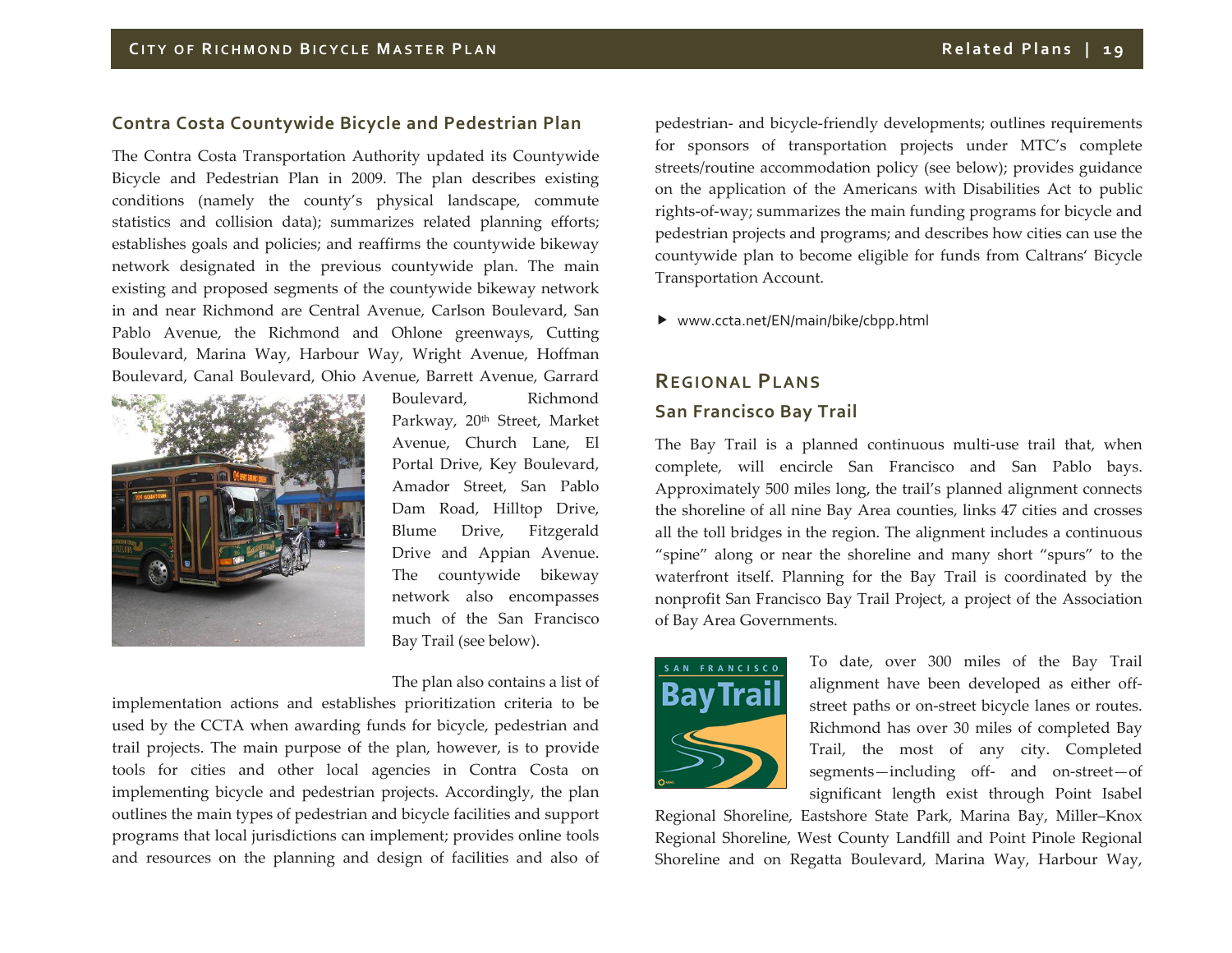## Contra Costa Countywide Bicycle and Pedestrian Plan

The Contra Costa Transportation Authority updated its Countywide Bicycle and Pedestrian Plan in 2009. The plan describes existing conditions (namely the county's physical landscape, commute statistics and collision data); summarizes related planning efforts; establishes goals and policies; and reaffirms the countywide bikeway network designated in the previous countywide plan. The main existing and proposed segments of the countywide bikeway network in and near Richmond are Central Avenue, Carlson Boulevard, San Pablo Avenue, the Richmond and Ohlone greenways, Cutting Boulevard, Marina Way, Harbour Way, Wright Avenue, Hoffman Boulevard, Canal Boulevard, Ohio Avenue, Barrett Avenue, Garrard Boulevard, Richmond Parkway, 20th Street, Market Avenue, Church Lane, El Portal Drive, Key Boulevard, Amador Street, San Pablo Dam Road, Hilltop Drive, Blume Drive, Fitzgerald Drive and Appian Avenue. The countywide bikeway network also encompasses much of the San Francisco Bay Trail (see below).

The plan also contains a list of implementation actions and establishes prioritization criteria to be used by the CCTA when awarding funds for bicycle, pedestrian and trail projects. The main purpose of the plan, however, is to provide tools for cities and other local agencies in Contra Costa on implementing bicycle and pedestrian projects. Accordingly, the plan outlines the main types of pedestrian and bicycle facilities and support programs that local jurisdictions can implement; provides online tools and resources on the planning and design of facilities and also of pedestrian- and bicycle-friendly developments; outlines requirements for sponsors of transportation projects under MTC's complete streets/routine accommodation policy (see below); provides guidance on the application of the Americans with Disabilities Act to public rights-of-way; summarizes the main funding programs for bicycle and pedestrian projects and programs; and describes how cities can use the countywide plan to become eligible for funds from Caltrans' Bicycle Transportation Account.

- www.ccta.net/EN/main/bike/cbpp.html

# Regional Plans

## San Francisco Bay Trail

The Bay Trail is a planned continuous multi-use trail that, when complete, will encircle San Francisco and San Pablo bays. Approximately 500 miles long, the trail's planned alignment connects the shoreline of all nine Bay Area counties, links 47 cities and crosses all the toll bridges in the region. The alignment includes a continuous "spine" along or near the shoreline and many short "spurs" to the waterfront itself. Planning for the Bay Trail is coordinated by the nonprofit San Francisco Bay Trail Project, a project of the Association of Bay Area Governments.

To date, over 300 miles of the Bay Trail alignment have been developed as either off-street paths or on-street bicycle lanes or routes. Richmond has over 30 miles of completed Bay Trail, the most of any city. Completed segments—including off- and on-street—of significant length exist through Point Isabel Regional Shoreline, Eastshore State Park, Marina Bay, Miller–Knox Regional Shoreline, West County Landfill and Point Pinole Regional Shoreline and on Regatta Boulevard, Marina Way, Harbour Way,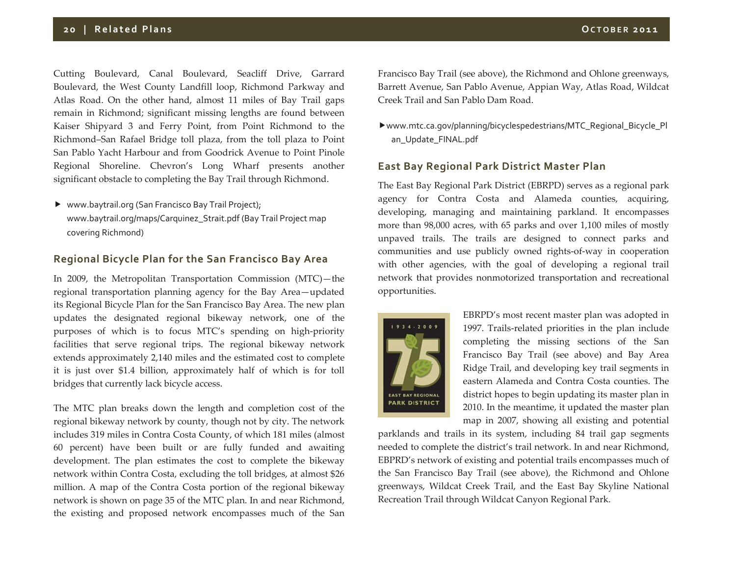Cutting Boulevard, Canal Boulevard, Seacliff Drive, Garrard Boulevard, the West County Landfill loop, Richmond Parkway and Atlas Road. On the other hand, almost 11 miles of Bay Trail gaps remain in Richmond; significant missing lengths are found between Kaiser Shipyard 3 and Ferry Point, from Point Richmond to the Richmond–San Rafael Bridge toll plaza, from the toll plaza to Point San Pablo Yacht Harbour and from Goodrick Avenue to Point Pinole Regional Shoreline. Chevron's Long Wharf presents another significant obstacle to completing the Bay Trail through Richmond.

- www.baytrail.org (San Francisco Bay Trail Project); www.baytrail.org/maps/Carquinez_Strait.pdf (Bay Trail Project map covering Richmond)

## Regional Bicycle Plan for the San Francisco Bay Area

In 2009, the Metropolitan Transportation Commission (MTC)—the regional transportation planning agency for the Bay Area—updated its Regional Bicycle Plan for the San Francisco Bay Area. The new plan updates the designated regional bikeway network, one of the purposes of which is to focus MTC's spending on high-priority facilities that serve regional trips. The regional bikeway network extends approximately 2,140 miles and the estimated cost to complete it is just over $1.4 billion, approximately half of which is for toll bridges that currently lack bicycle access.

The MTC plan breaks down the length and completion cost of the regional bikeway network by county, though not by city. The network includes 319 miles in Contra Costa County, of which 181 miles (almost 60 percent) have been built or are fully funded and awaiting development. The plan estimates the cost to complete the bikeway network within Contra Costa, excluding the toll bridges, at almost $26 million. A map of the Contra Costa portion of the regional bikeway network is shown on page 35 of the MTC plan. In and near Richmond, the existing and proposed network encompasses much of the San Francisco Bay Trail (see above), the Richmond and Ohlone greenways, Barrett Avenue, San Pablo Avenue, Appian Way, Atlas Road, Wildcat Creek Trail and San Pablo Dam Road.

- www.mtc.ca.gov/planning/bicyclespedestrians/MTC_Regional_Bicycle_Plan_Update_FINAL.pdf

## East Bay Regional Park District Master Plan

The East Bay Regional Park District (EBRPD) serves as a regional park agency for Contra Costa and Alameda counties, acquiring, developing, managing and maintaining parkland. It encompasses more than 98,000 acres, with 65 parks and over 1,100 miles of mostly unpaved trails. The trails are designed to connect parks and communities and use publicly owned rights-of-way in cooperation with other agencies, with the goal of developing a regional trail network that provides nonmotorized transportation and recreational opportunities.

EBRPD's most recent master plan was adopted in 1997. Trails-related priorities in the plan include completing the missing sections of the San Francisco Bay Trail (see above) and Bay Area Ridge Trail, and developing key trail segments in eastern Alameda and Contra Costa counties. The district hopes to begin updating its master plan in 2010. In the meantime, it updated the master plan map in 2007, showing all existing and potential parklands and trails in its system, including 84 trail gap segments needed to complete the district's trail network. In and near Richmond, EBPRD's network of existing and potential trails encompasses much of the San Francisco Bay Trail (see above), the Richmond and Ohlone greenways, Wildcat Creek Trail, and the East Bay Skyline National Recreation Trail through Wildcat Canyon Regional Park.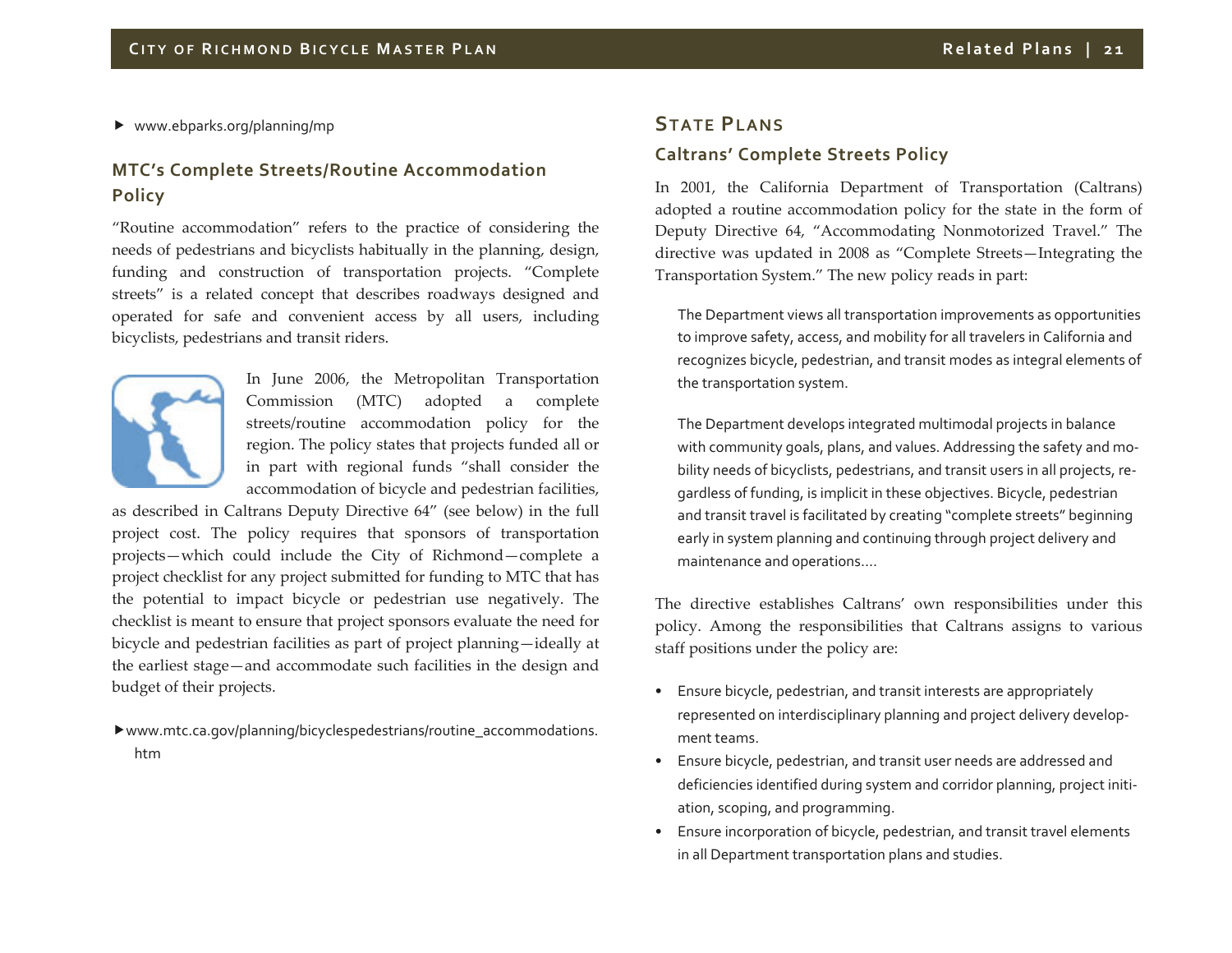▶ www.ebparks.org/planning/mp

### MTC's Complete Streets/Routine Accommodation Policy

"Routine accommodation" refers to the practice of considering the needs of pedestrians and bicyclists habitually in the planning, design, funding and construction of transportation projects. "Complete streets" is a related concept that describes roadways designed and operated for safe and convenient access by all users, including bicyclists, pedestrians and transit riders.

In June 2006, the Metropolitan Transportation Commission (MTC) adopted a complete streets/routine accommodation policy for the region. The policy states that projects funded all or in part with regional funds "shall consider the accommodation of bicycle and pedestrian facilities, as described in Caltrans Deputy Directive 64" (see below) in the full project cost. The policy requires that sponsors of transportation projects—which could include the City of Richmond—complete a project checklist for any project submitted for funding to MTC that has the potential to impact bicycle or pedestrian use negatively. The checklist is meant to ensure that project sponsors evaluate the need for bicycle and pedestrian facilities as part of project planning—ideally at the earliest stage—and accommodate such facilities in the design and budget of their projects.

▶ www.mtc.ca.gov/planning/bicyclespedestrians/routine_accommodations.htm

## State Plans

### Caltrans' Complete Streets Policy

In 2001, the California Department of Transportation (Caltrans) adopted a routine accommodation policy for the state in the form of Deputy Directive 64, "Accommodating Nonmotorized Travel." The directive was updated in 2008 as "Complete Streets—Integrating the Transportation System." The new policy reads in part:

> The Department views all transportation improvements as opportunities to improve safety, access, and mobility for all travelers in California and recognizes bicycle, pedestrian, and transit modes as integral elements of the transportation system.
>
> The Department develops integrated multimodal projects in balance with community goals, plans, and values. Addressing the safety and mobility needs of bicyclists, pedestrians, and transit users in all projects, regardless of funding, is implicit in these objectives. Bicycle, pedestrian and transit travel is facilitated by creating "complete streets" beginning early in system planning and continuing through project delivery and maintenance and operations....

The directive establishes Caltrans' own responsibilities under this policy. Among the responsibilities that Caltrans assigns to various staff positions under the policy are:

- Ensure bicycle, pedestrian, and transit interests are appropriately represented on interdisciplinary planning and project delivery development teams.
- Ensure bicycle, pedestrian, and transit user needs are addressed and deficiencies identified during system and corridor planning, project initiation, scoping, and programming.
- Ensure incorporation of bicycle, pedestrian, and transit travel elements in all Department transportation plans and studies.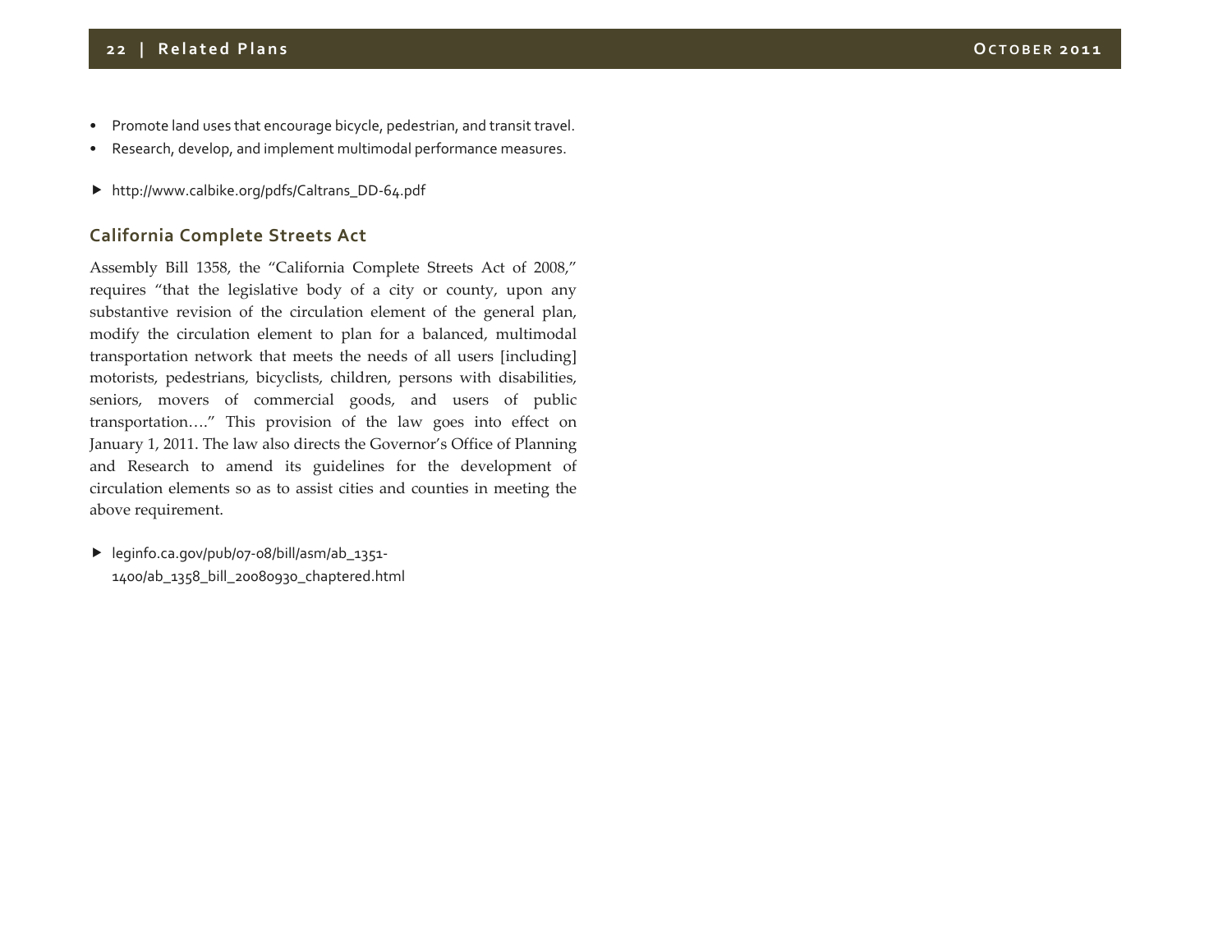- Promote land uses that encourage bicycle, pedestrian, and transit travel.
- Research, develop, and implement multimodal performance measures.

▶ http://www.calbike.org/pdfs/Caltrans_DD-64.pdf

### California Complete Streets Act

Assembly Bill 1358, the "California Complete Streets Act of 2008," requires "that the legislative body of a city or county, upon any substantive revision of the circulation element of the general plan, modify the circulation element to plan for a balanced, multimodal transportation network that meets the needs of all users [including] motorists, pedestrians, bicyclists, children, persons with disabilities, seniors, movers of commercial goods, and users of public transportation…." This provision of the law goes into effect on January 1, 2011. The law also directs the Governor's Office of Planning and Research to amend its guidelines for the development of circulation elements so as to assist cities and counties in meeting the above requirement.

▶ leginfo.ca.gov/pub/07-08/bill/asm/ab_1351-1400/ab_1358_bill_20080930_chaptered.html